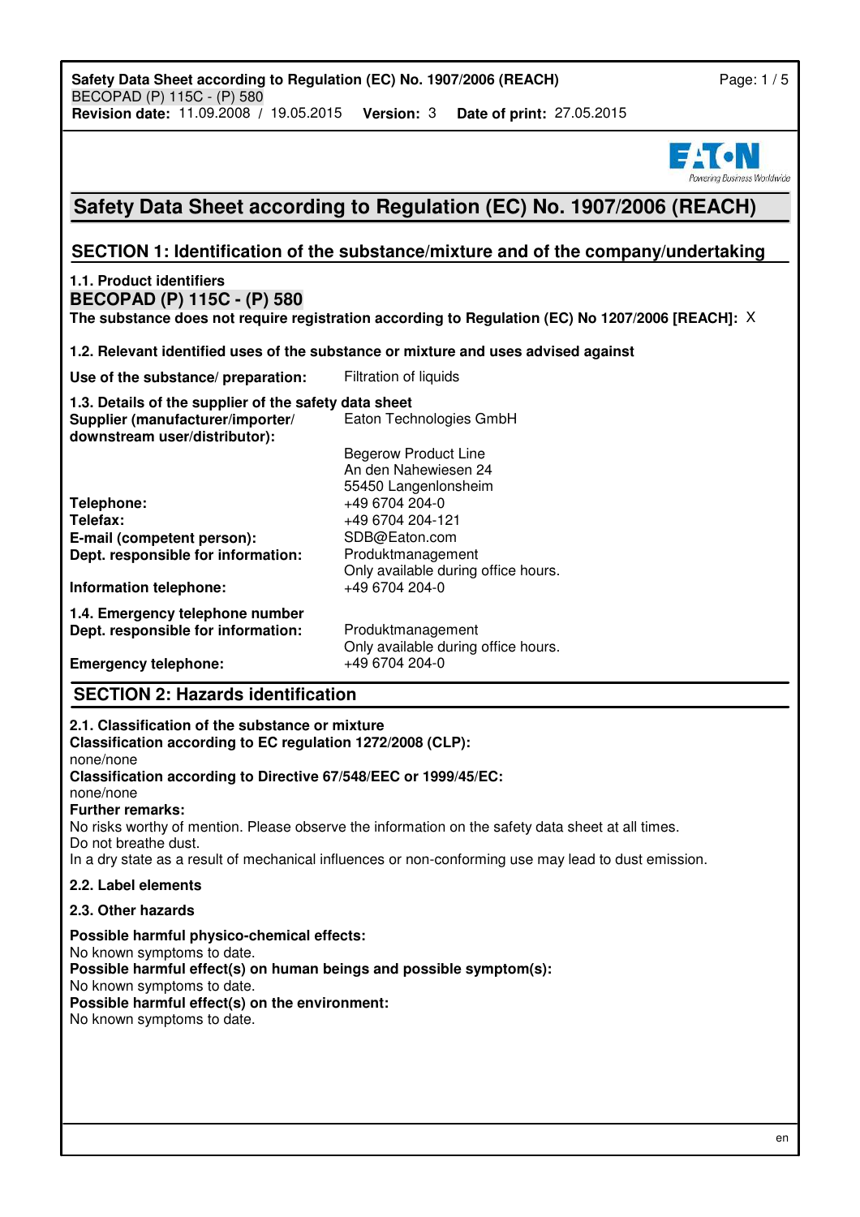# Safety Data Sheet according to Regulation (EC) No. 1907/2006 (REACH)

## SECTION 1: Identification of the substance/mixture and of the company/undertaking

**1.1. Product identifiers**

**BECOPAD (P) 115C - (P) 580**

**The substance does not require registration according to Regulation (EC) No 1207/2006 [REACH]:** X

**1.2. Relevant identified uses of the substance or mixture and uses advised against**

**Use of the substance/ preparation:** Filtration of liquids

**1.3. Details of the supplier of the safety data sheet**

**Supplier (manufacturer/importer/ downstream user/distributor):** Eaton Technologies GmbH

Begerow Product Line
An den Nahewiesen 24
55450 Langenlonsheim

**Telephone:** +49 6704 204-0
**Telefax:** +49 6704 204-121
**E-mail (competent person):** SDB@Eaton.com
**Dept. responsible for information:** Produktmanagement
Only available during office hours.
**Information telephone:** +49 6704 204-0

**1.4. Emergency telephone number**

**Dept. responsible for information:** Produktmanagement
Only available during office hours.
**Emergency telephone:** +49 6704 204-0

## SECTION 2: Hazards identification

**2.1. Classification of the substance or mixture**

**Classification according to EC regulation 1272/2008 (CLP):**
none/none

**Classification according to Directive 67/548/EEC or 1999/45/EC:**
none/none

**Further remarks:**
No risks worthy of mention. Please observe the information on the safety data sheet at all times.
Do not breathe dust.
In a dry state as a result of mechanical influences or non-conforming use may lead to dust emission.

**2.2. Label elements**

**2.3. Other hazards**

**Possible harmful physico-chemical effects:**
No known symptoms to date.

**Possible harmful effect(s) on human beings and possible symptom(s):**
No known symptoms to date.

**Possible harmful effect(s) on the environment:**
No known symptoms to date.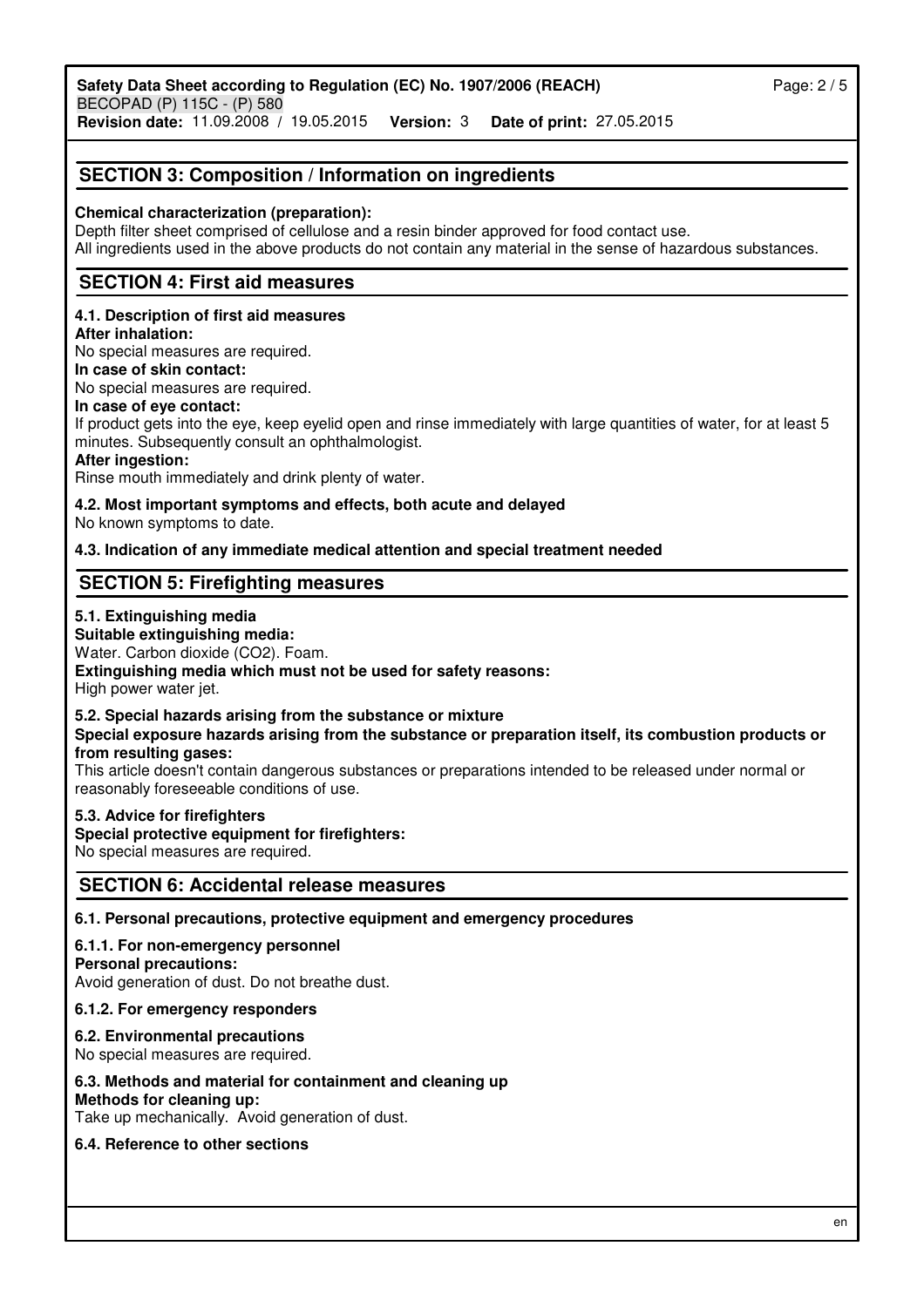## SECTION 3: Composition / Information on ingredients

**Chemical characterization (preparation):**

Depth filter sheet comprised of cellulose and a resin binder approved for food contact use.
All ingredients used in the above products do not contain any material in the sense of hazardous substances.

## SECTION 4: First aid measures

### 4.1. Description of first aid measures

**After inhalation:**

No special measures are required.

**In case of skin contact:**

No special measures are required.

**In case of eye contact:**

If product gets into the eye, keep eyelid open and rinse immediately with large quantities of water, for at least 5 minutes. Subsequently consult an ophthalmologist.

**After ingestion:**

Rinse mouth immediately and drink plenty of water.

### 4.2. Most important symptoms and effects, both acute and delayed

No known symptoms to date.

### 4.3. Indication of any immediate medical attention and special treatment needed

## SECTION 5: Firefighting measures

### 5.1. Extinguishing media

**Suitable extinguishing media:**

Water. Carbon dioxide ($CO_2$). Foam.

**Extinguishing media which must not be used for safety reasons:**

High power water jet.

### 5.2. Special hazards arising from the substance or mixture

**Special exposure hazards arising from the substance or preparation itself, its combustion products or from resulting gases:**

This article doesn't contain dangerous substances or preparations intended to be released under normal or reasonably foreseeable conditions of use.

### 5.3. Advice for firefighters

**Special protective equipment for firefighters:**

No special measures are required.

## SECTION 6: Accidental release measures

### 6.1. Personal precautions, protective equipment and emergency procedures

#### 6.1.1. For non-emergency personnel

**Personal precautions:**

Avoid generation of dust. Do not breathe dust.

#### 6.1.2. For emergency responders

### 6.2. Environmental precautions

No special measures are required.

### 6.3. Methods and material for containment and cleaning up

**Methods for cleaning up:**

Take up mechanically. Avoid generation of dust.

### 6.4. Reference to other sections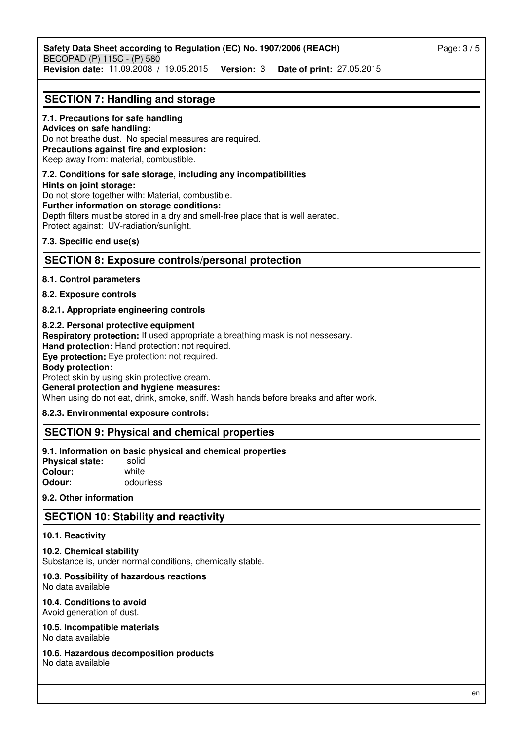## SECTION 7: Handling and storage

### 7.1. Precautions for safe handling

**Advices on safe handling:**

Do not breathe dust. No special measures are required.

**Precautions against fire and explosion:**

Keep away from: material, combustible.

### 7.2. Conditions for safe storage, including any incompatibilities

**Hints on joint storage:**

Do not store together with: Material, combustible.

**Further information on storage conditions:**

Depth filters must be stored in a dry and smell-free place that is well aerated.
Protect against: UV-radiation/sunlight.

### 7.3. Specific end use(s)

## SECTION 8: Exposure controls/personal protection

### 8.1. Control parameters

### 8.2. Exposure controls

### 8.2.1. Appropriate engineering controls

### 8.2.2. Personal protective equipment

**Respiratory protection:** If used appropriate a breathing mask is not nessesary.

**Hand protection:** Hand protection: not required.

**Eye protection:** Eye protection: not required.

**Body protection:**

Protect skin by using skin protective cream.

**General protection and hygiene measures:**

When using do not eat, drink, smoke, sniff. Wash hands before breaks and after work.

### 8.2.3. Environmental exposure controls:

## SECTION 9: Physical and chemical properties

### 9.1. Information on basic physical and chemical properties

**Physical state:** solid

**Colour:** white

**Odour:** odourless

### 9.2. Other information

## SECTION 10: Stability and reactivity

### 10.1. Reactivity

### 10.2. Chemical stability

Substance is, under normal conditions, chemically stable.

### 10.3. Possibility of hazardous reactions

No data available

### 10.4. Conditions to avoid

Avoid generation of dust.

### 10.5. Incompatible materials

No data available

### 10.6. Hazardous decomposition products

No data available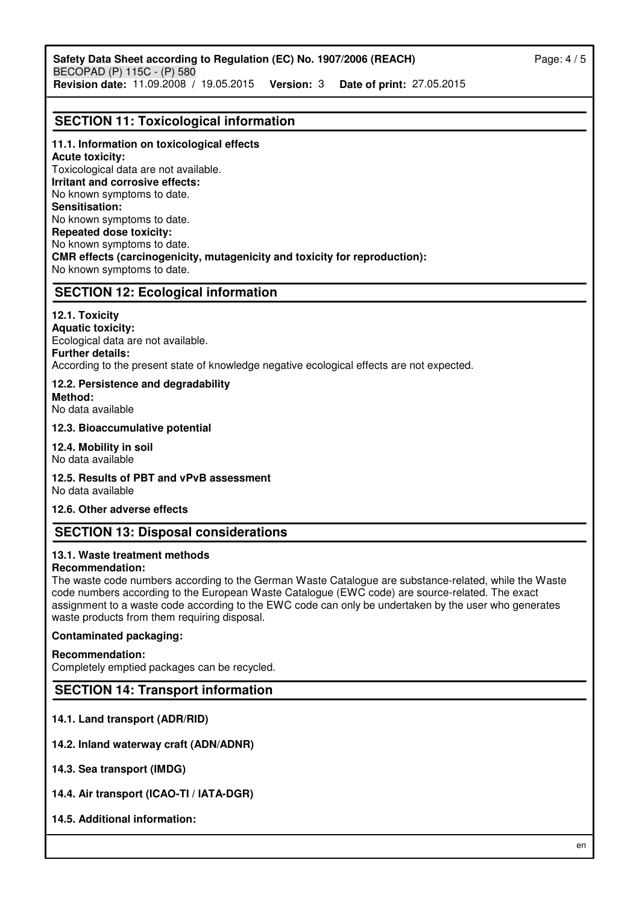## SECTION 11: Toxicological information

### 11.1. Information on toxicological effects

**Acute toxicity:**
Toxicological data are not available.

**Irritant and corrosive effects:**
No known symptoms to date.

**Sensitisation:**
No known symptoms to date.

**Repeated dose toxicity:**
No known symptoms to date.

**CMR effects (carcinogenicity, mutagenicity and toxicity for reproduction):**
No known symptoms to date.

## SECTION 12: Ecological information

### 12.1. Toxicity

**Aquatic toxicity:**
Ecological data are not available.

**Further details:**
According to the present state of knowledge negative ecological effects are not expected.

### 12.2. Persistence and degradability

**Method:**
No data available

### 12.3. Bioaccumulative potential

### 12.4. Mobility in soil

No data available

### 12.5. Results of PBT and vPvB assessment

No data available

### 12.6. Other adverse effects

## SECTION 13: Disposal considerations

### 13.1. Waste treatment methods

**Recommendation:**
The waste code numbers according to the German Waste Catalogue are substance-related, while the Waste code numbers according to the European Waste Catalogue (EWC code) are source-related. The exact assignment to a waste code according to the EWC code can only be undertaken by the user who generates waste products from them requiring disposal.

**Contaminated packaging:**

**Recommendation:**
Completely emptied packages can be recycled.

## SECTION 14: Transport information

### 14.1. Land transport (ADR/RID)

### 14.2. Inland waterway craft (ADN/ADNR)

### 14.3. Sea transport (IMDG)

### 14.4. Air transport (ICAO-TI / IATA-DGR)

### 14.5. Additional information: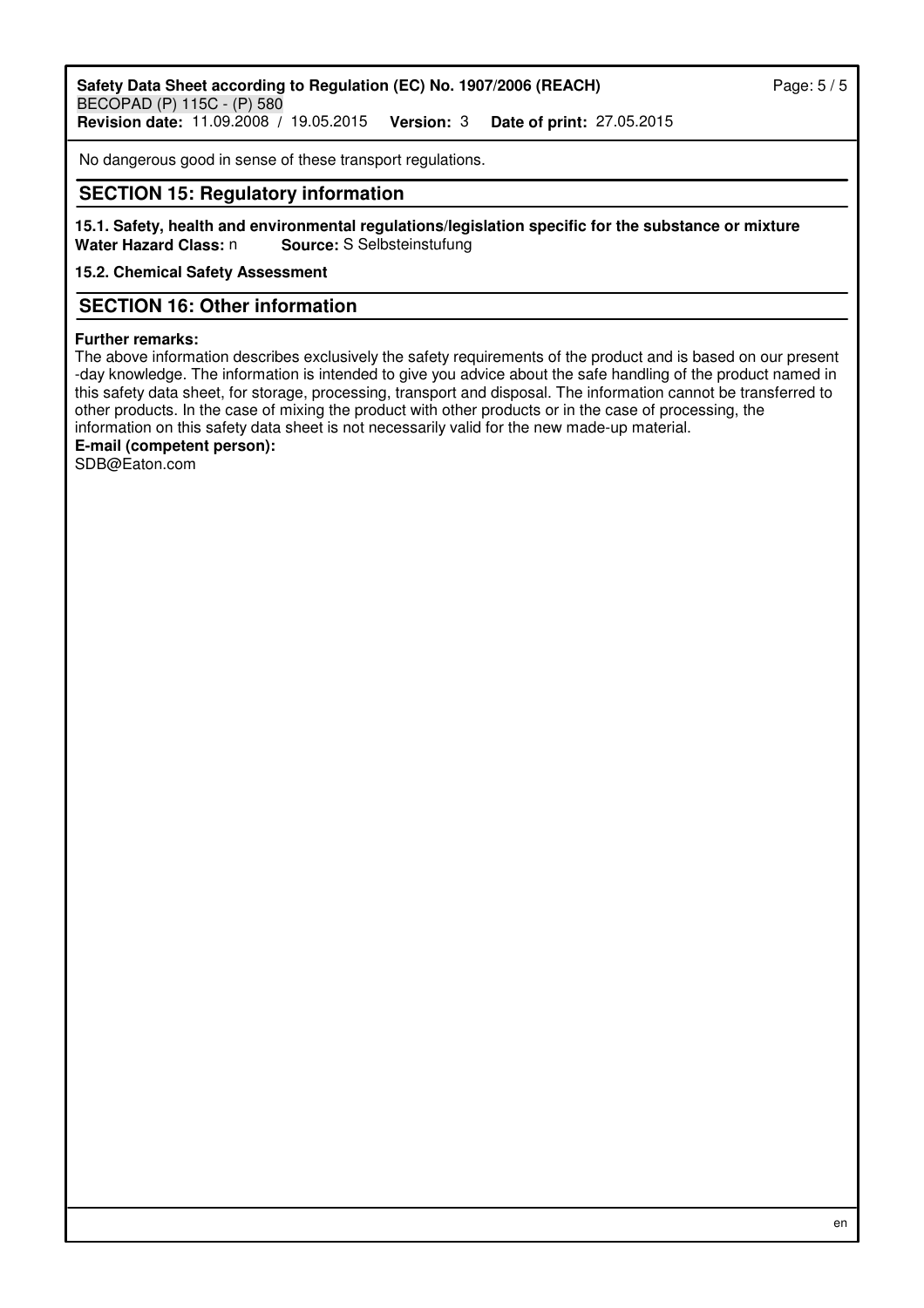No dangerous good in sense of these transport regulations.

## SECTION 15: Regulatory information

**15.1. Safety, health and environmental regulations/legislation specific for the substance or mixture**
**Water Hazard Class:** n **Source:** S Selbsteinstufung

**15.2. Chemical Safety Assessment**

## SECTION 16: Other information

**Further remarks:**
The above information describes exclusively the safety requirements of the product and is based on our present-day knowledge. The information is intended to give you advice about the safe handling of the product named in this safety data sheet, for storage, processing, transport and disposal. The information cannot be transferred to other products. In the case of mixing the product with other products or in the case of processing, the information on this safety data sheet is not necessarily valid for the new made-up material.
**E-mail (competent person):**
SDB@Eaton.com